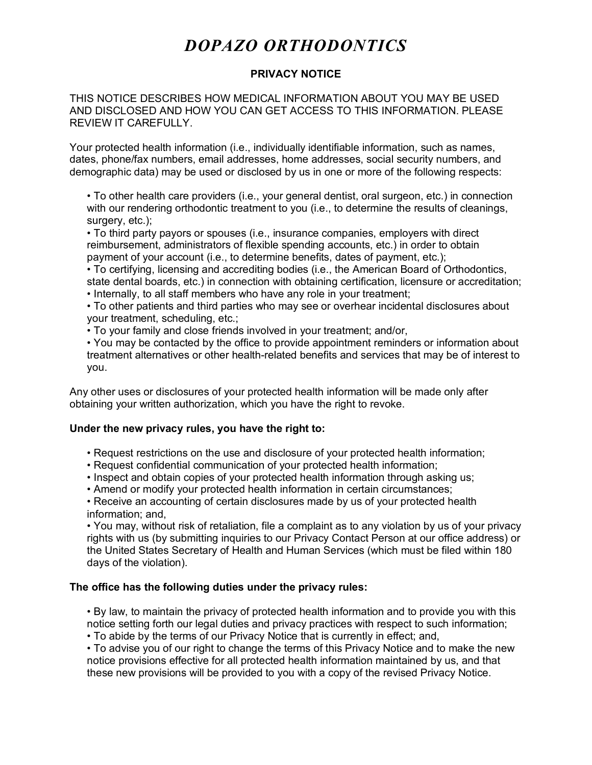# *DOPAZO ORTHODONTICS*

## PRIVACY NOTICE

THIS NOTICE DESCRIBES HOW MEDICAL INFORMATION ABOUT YOU MAY BE USED AND DISCLOSED AND HOW YOU CAN GET ACCESS TO THIS INFORMATION. PLEASE REVIEW IT CAREFULLY.

Your protected health information (i.e., individually identifiable information, such as names, dates, phone/fax numbers, email addresses, home addresses, social security numbers, and demographic data) may be used or disclosed by us in one or more of the following respects:

- To other health care providers (i.e., your general dentist, oral surgeon, etc.) in connection with our rendering orthodontic treatment to you (i.e., to determine the results of cleanings, surgery, etc.);
- To third party payors or spouses (i.e., insurance companies, employers with direct reimbursement, administrators of flexible spending accounts, etc.) in order to obtain payment of your account (i.e., to determine benefits, dates of payment, etc.);
- To certifying, licensing and accrediting bodies (i.e., the American Board of Orthodontics, state dental boards, etc.) in connection with obtaining certification, licensure or accreditation;
- Internally, to all staff members who have any role in your treatment;
- To other patients and third parties who may see or overhear incidental disclosures about your treatment, scheduling, etc.;
- To your family and close friends involved in your treatment; and/or,
- You may be contacted by the office to provide appointment reminders or information about treatment alternatives or other health-related benefits and services that may be of interest to you.

Any other uses or disclosures of your protected health information will be made only after obtaining your written authorization, which you have the right to revoke.

**Under the new privacy rules, you have the right to:**

- Request restrictions on the use and disclosure of your protected health information;
- Request confidential communication of your protected health information;
- Inspect and obtain copies of your protected health information through asking us;
- Amend or modify your protected health information in certain circumstances;
- Receive an accounting of certain disclosures made by us of your protected health information; and,
- You may, without risk of retaliation, file a complaint as to any violation by us of your privacy rights with us (by submitting inquiries to our Privacy Contact Person at our office address) or the United States Secretary of Health and Human Services (which must be filed within 180 days of the violation).

**The office has the following duties under the privacy rules:**

- By law, to maintain the privacy of protected health information and to provide you with this notice setting forth our legal duties and privacy practices with respect to such information;
- To abide by the terms of our Privacy Notice that is currently in effect; and,
- To advise you of our right to change the terms of this Privacy Notice and to make the new notice provisions effective for all protected health information maintained by us, and that these new provisions will be provided to you with a copy of the revised Privacy Notice.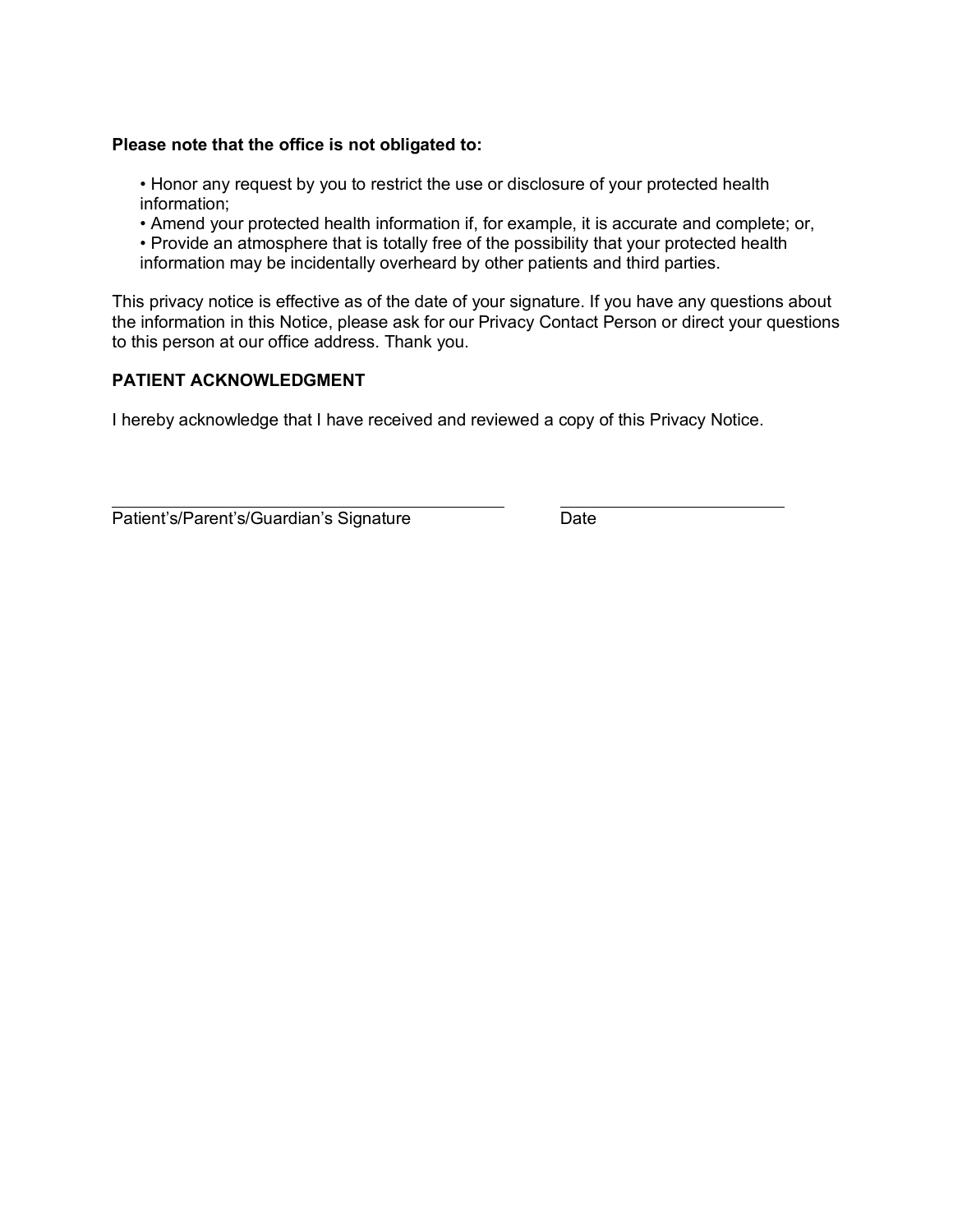**Please note that the office is not obligated to:**

- Honor any request by you to restrict the use or disclosure of your protected health information;
- Amend your protected health information if, for example, it is accurate and complete; or,
- Provide an atmosphere that is totally free of the possibility that your protected health information may be incidentally overheard by other patients and third parties.

This privacy notice is effective as of the date of your signature. If you have any questions about the information in this Notice, please ask for our Privacy Contact Person or direct your questions to this person at our office address. Thank you.

**PATIENT ACKNOWLEDGMENT**

I hereby acknowledge that I have received and reviewed a copy of this Privacy Notice.

\_\_\_\_\_\_\_\_\_\_\_\_\_\_\_\_\_\_\_\_\_\_\_\_\_\_\_\_\_\_\_\_\_\_\_\_\_\_\_\_ \_\_\_\_\_\_\_\_\_\_\_\_\_\_\_\_\_\_\_\_\_\_\_\_
Patient's/Parent's/Guardian's Signature Date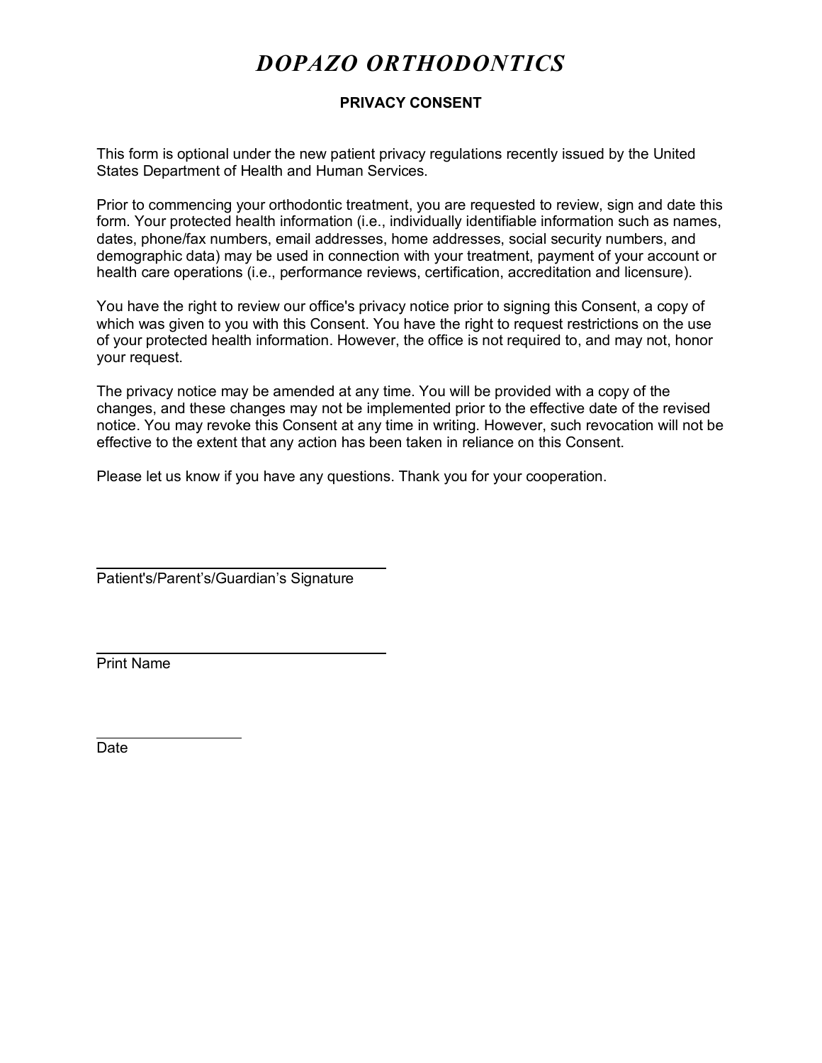# *DOPAZO ORTHODONTICS*

## PRIVACY CONSENT

This form is optional under the new patient privacy regulations recently issued by the United States Department of Health and Human Services.

Prior to commencing your orthodontic treatment, you are requested to review, sign and date this form. Your protected health information (i.e., individually identifiable information such as names, dates, phone/fax numbers, email addresses, home addresses, social security numbers, and demographic data) may be used in connection with your treatment, payment of your account or health care operations (i.e., performance reviews, certification, accreditation and licensure).

You have the right to review our office's privacy notice prior to signing this Consent, a copy of which was given to you with this Consent. You have the right to request restrictions on the use of your protected health information. However, the office is not required to, and may not, honor your request.

The privacy notice may be amended at any time. You will be provided with a copy of the changes, and these changes may not be implemented prior to the effective date of the revised notice. You may revoke this Consent at any time in writing. However, such revocation will not be effective to the extent that any action has been taken in reliance on this Consent.

Please let us know if you have any questions. Thank you for your cooperation.

\_\_\_\_\_\_\_\_\_\_\_\_\_\_\_\_\_\_\_\_\_\_\_\_\_\_\_\_\_\_\_\_\_\_\_\_
Patient's/Parent's/Guardian's Signature

\_\_\_\_\_\_\_\_\_\_\_\_\_\_\_\_\_\_\_\_\_\_\_\_\_\_\_\_\_\_\_\_\_\_\_\_
Print Name

\_\_\_\_\_\_\_\_\_\_\_\_\_\_\_\_\_\_
Date